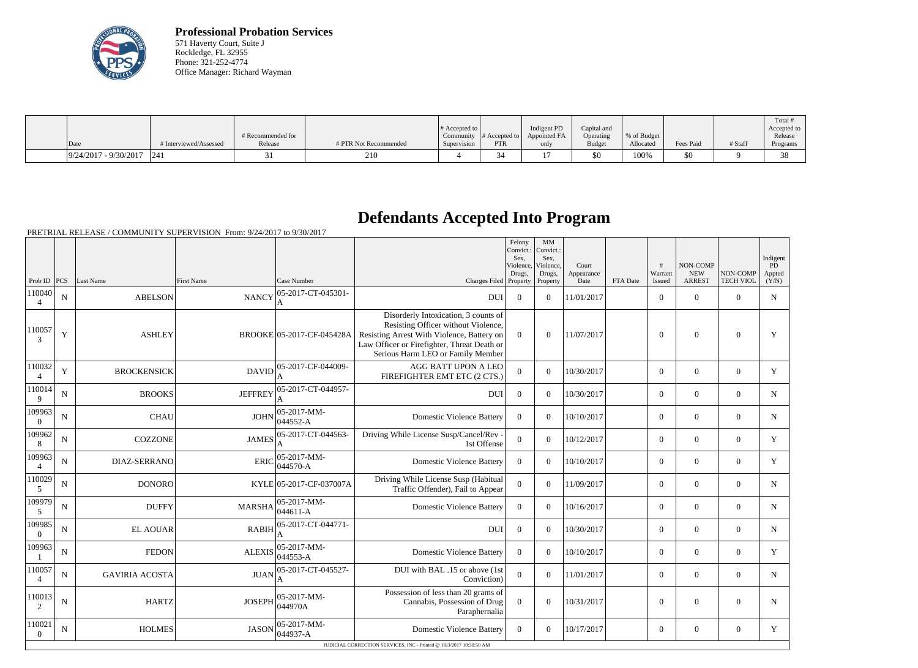**Professional Probation Services**
571 Haverty Court, Suite J
Rockledge, FL 32955
Phone: 321-252-4774
Office Manager: Richard Wayman

| Date | # Interviewed/Assessed | # Recommended for Release | # PTR Not Recommended | # Accepted to Community Supervision | # Accepted to PTR | Indigent PD Appointed FA only | Capital and Operating Budget | % of Budget Allocated | Fees Paid | # Staff | Total # Accepted to Release Programs |
|---|---|---|---|---|---|---|---|---|---|---|---|
| 9/24/2017 - 9/30/2017 | 241 | 31 | 210 | 4 | 34 | 17 | $0 | 100% | $0 | 9 | 38 |

# Defendants Accepted Into Program

PRETRIAL RELEASE / COMMUNITY SUPERVISION From: 9/24/2017 to 9/30/2017

| Prob ID | PCS | Last Name | First Name | Case Number | Charges Filed | Felony Convict.: Sex, Violence, Drugs, Property | MM Convict.: Sex, Violence, Drugs, Property | Court Appearance Date | FTA Date | # Warrant Issued | NON-COMP NEW ARREST | NON-COMP TECH VIOL | Indigent PD Appted (Y/N) |
|---|---|---|---|---|---|---|---|---|---|---|---|---|---|
| 1100404 | N | ABELSON | NANCY | 05-2017-CT-045301-A | DUI | 0 | 0 | 11/01/2017 | | 0 | 0 | 0 | N |
| 1100573 | Y | ASHLEY | BROOKE | 05-2017-CF-045428A | Disorderly Intoxication, 3 counts of Resisting Officer without Violence, Resisting Arrest With Violence, Battery on Law Officer or Firefighter, Threat Death or Serious Harm LEO or Family Member | 0 | 0 | 11/07/2017 | | 0 | 0 | 0 | Y |
| 1100324 | Y | BROCKENSICK | DAVID | 05-2017-CF-044009-A | AGG BATT UPON A LEO FIREFIGHTER EMT ETC (2 CTS.) | 0 | 0 | 10/30/2017 | | 0 | 0 | 0 | Y |
| 1100149 | N | BROOKS | JEFFREY | 05-2017-CT-044957-A | DUI | 0 | 0 | 10/30/2017 | | 0 | 0 | 0 | N |
| 1099630 | N | CHAU | JOHN | 05-2017-MM-044552-A | Domestic Violence Battery | 0 | 0 | 10/10/2017 | | 0 | 0 | 0 | N |
| 1099628 | N | COZZONE | JAMES | 05-2017-CT-044563-A | Driving While License Susp/Cancel/Rev - 1st Offense | 0 | 0 | 10/12/2017 | | 0 | 0 | 0 | Y |
| 1099634 | N | DIAZ-SERRANO | ERIC | 05-2017-MM-044570-A | Domestic Violence Battery | 0 | 0 | 10/10/2017 | | 0 | 0 | 0 | Y |
| 1100295 | N | DONORO | KYLE | 05-2017-CF-037007A | Driving While License Susp (Habitual Traffic Offender), Fail to Appear | 0 | 0 | 11/09/2017 | | 0 | 0 | 0 | N |
| 1099795 | N | DUFFY | MARSHA | 05-2017-MM-044611-A | Domestic Violence Battery | 0 | 0 | 10/16/2017 | | 0 | 0 | 0 | N |
| 1099850 | N | EL AOUAR | RABIH | 05-2017-CT-044771-A | DUI | 0 | 0 | 10/30/2017 | | 0 | 0 | 0 | N |
| 1099631 | N | FEDON | ALEXIS | 05-2017-MM-044553-A | Domestic Violence Battery | 0 | 0 | 10/10/2017 | | 0 | 0 | 0 | Y |
| 1100574 | N | GAVIRIA ACOSTA | JUAN | 05-2017-CT-045527-A | DUI with BAL .15 or above (1st Conviction) | 0 | 0 | 11/01/2017 | | 0 | 0 | 0 | N |
| 1100132 | N | HARTZ | JOSEPH | 05-2017-MM-044970A | Possession of less than 20 grams of Cannabis, Possession of Drug Paraphernalia | 0 | 0 | 10/31/2017 | | 0 | 0 | 0 | N |
| 1100210 | N | HOLMES | JASON | 05-2017-MM-044937-A | Domestic Violence Battery | 0 | 0 | 10/17/2017 | | 0 | 0 | 0 | Y |

JUDICIAL CORRECTION SERVICES, INC - Printed @ 10/3/2017 10:30:50 AM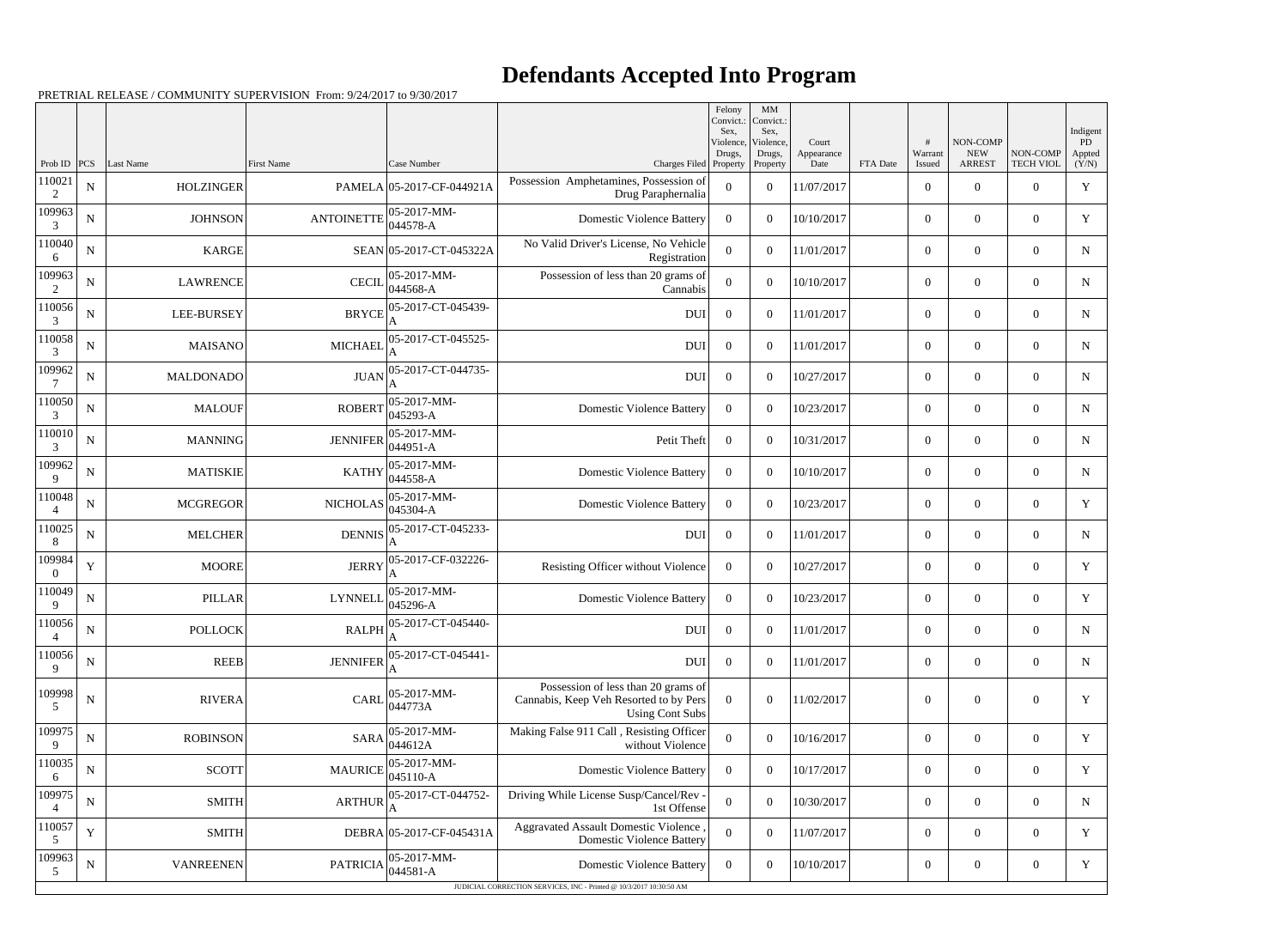# Defendants Accepted Into Program

PRETRIAL RELEASE / COMMUNITY SUPERVISION From: 9/24/2017 to 9/30/2017

| Prob ID | PCS | Last Name | First Name | Case Number | Charges Filed | Felony Convict.: Sex, Violence, Drugs, Property | MM Convict.: Sex, Violence, Drugs, Property | Court Appearance Date | FTA Date | # Warrant Issued | NON-COMP NEW ARREST | NON-COMP TECH VIOL | Indigent PD Appted (Y/N) |
|---|---|---|---|---|---|---|---|---|---|---|---|---|---|
| 1100212 | N | HOLZINGER | PAMELA | 05-2017-CF-044921A | Possession Amphetamines, Possession of Drug Paraphernalia | 0 | 0 | 11/07/2017 | | 0 | 0 | 0 | Y |
| 1099633 | N | JOHNSON | ANTOINETTE | 05-2017-MM-044578-A | Domestic Violence Battery | 0 | 0 | 10/10/2017 | | 0 | 0 | 0 | Y |
| 1100406 | N | KARGE | SEAN | 05-2017-CT-045322A | No Valid Driver's License, No Vehicle Registration | 0 | 0 | 11/01/2017 | | 0 | 0 | 0 | N |
| 1099632 | N | LAWRENCE | CECIL | 05-2017-MM-044568-A | Possession of less than 20 grams of Cannabis | 0 | 0 | 10/10/2017 | | 0 | 0 | 0 | N |
| 1100563 | N | LEE-BURSEY | BRYCE | 05-2017-CT-045439-A | DUI | 0 | 0 | 11/01/2017 | | 0 | 0 | 0 | N |
| 1100583 | N | MAISANO | MICHAEL | 05-2017-CT-045525-A | DUI | 0 | 0 | 11/01/2017 | | 0 | 0 | 0 | N |
| 1099627 | N | MALDONADO | JUAN | 05-2017-CT-044735-A | DUI | 0 | 0 | 10/27/2017 | | 0 | 0 | 0 | N |
| 1100503 | N | MALOUF | ROBERT | 05-2017-MM-045293-A | Domestic Violence Battery | 0 | 0 | 10/23/2017 | | 0 | 0 | 0 | N |
| 1100103 | N | MANNING | JENNIFER | 05-2017-MM-044951-A | Petit Theft | 0 | 0 | 10/31/2017 | | 0 | 0 | 0 | N |
| 1099629 | N | MATISKIE | KATHY | 05-2017-MM-044558-A | Domestic Violence Battery | 0 | 0 | 10/10/2017 | | 0 | 0 | 0 | N |
| 1100484 | N | MCGREGOR | NICHOLAS | 05-2017-MM-045304-A | Domestic Violence Battery | 0 | 0 | 10/23/2017 | | 0 | 0 | 0 | Y |
| 1100258 | N | MELCHER | DENNIS | 05-2017-CT-045233-A | DUI | 0 | 0 | 11/01/2017 | | 0 | 0 | 0 | N |
| 1099840 | Y | MOORE | JERRY | 05-2017-CF-032226-A | Resisting Officer without Violence | 0 | 0 | 10/27/2017 | | 0 | 0 | 0 | Y |
| 1100499 | N | PILLAR | LYNNELL | 05-2017-MM-045296-A | Domestic Violence Battery | 0 | 0 | 10/23/2017 | | 0 | 0 | 0 | Y |
| 1100564 | N | POLLOCK | RALPH | 05-2017-CT-045440-A | DUI | 0 | 0 | 11/01/2017 | | 0 | 0 | 0 | N |
| 1100569 | N | REEB | JENNIFER | 05-2017-CT-045441-A | DUI | 0 | 0 | 11/01/2017 | | 0 | 0 | 0 | N |
| 1099985 | N | RIVERA | CARL | 05-2017-MM-044773A | Possession of less than 20 grams of Cannabis, Keep Veh Resorted to by Pers Using Cont Subs | 0 | 0 | 11/02/2017 | | 0 | 0 | 0 | Y |
| 1099759 | N | ROBINSON | SARA | 05-2017-MM-044612A | Making False 911 Call , Resisting Officer without Violence | 0 | 0 | 10/16/2017 | | 0 | 0 | 0 | Y |
| 1100356 | N | SCOTT | MAURICE | 05-2017-MM-045110-A | Domestic Violence Battery | 0 | 0 | 10/17/2017 | | 0 | 0 | 0 | Y |
| 1099754 | N | SMITH | ARTHUR | 05-2017-CT-044752-A | Driving While License Susp/Cancel/Rev - 1st Offense | 0 | 0 | 10/30/2017 | | 0 | 0 | 0 | N |
| 1100575 | Y | SMITH | DEBRA | 05-2017-CF-045431A | Aggravated Assault Domestic Violence , Domestic Violence Battery | 0 | 0 | 11/07/2017 | | 0 | 0 | 0 | Y |
| 1099635 | N | VANREENEN | PATRICIA | 05-2017-MM-044581-A | Domestic Violence Battery | 0 | 0 | 10/10/2017 | | 0 | 0 | 0 | Y |

JUDICIAL CORRECTION SERVICES, INC - Printed @ 10/3/2017 10:30:50 AM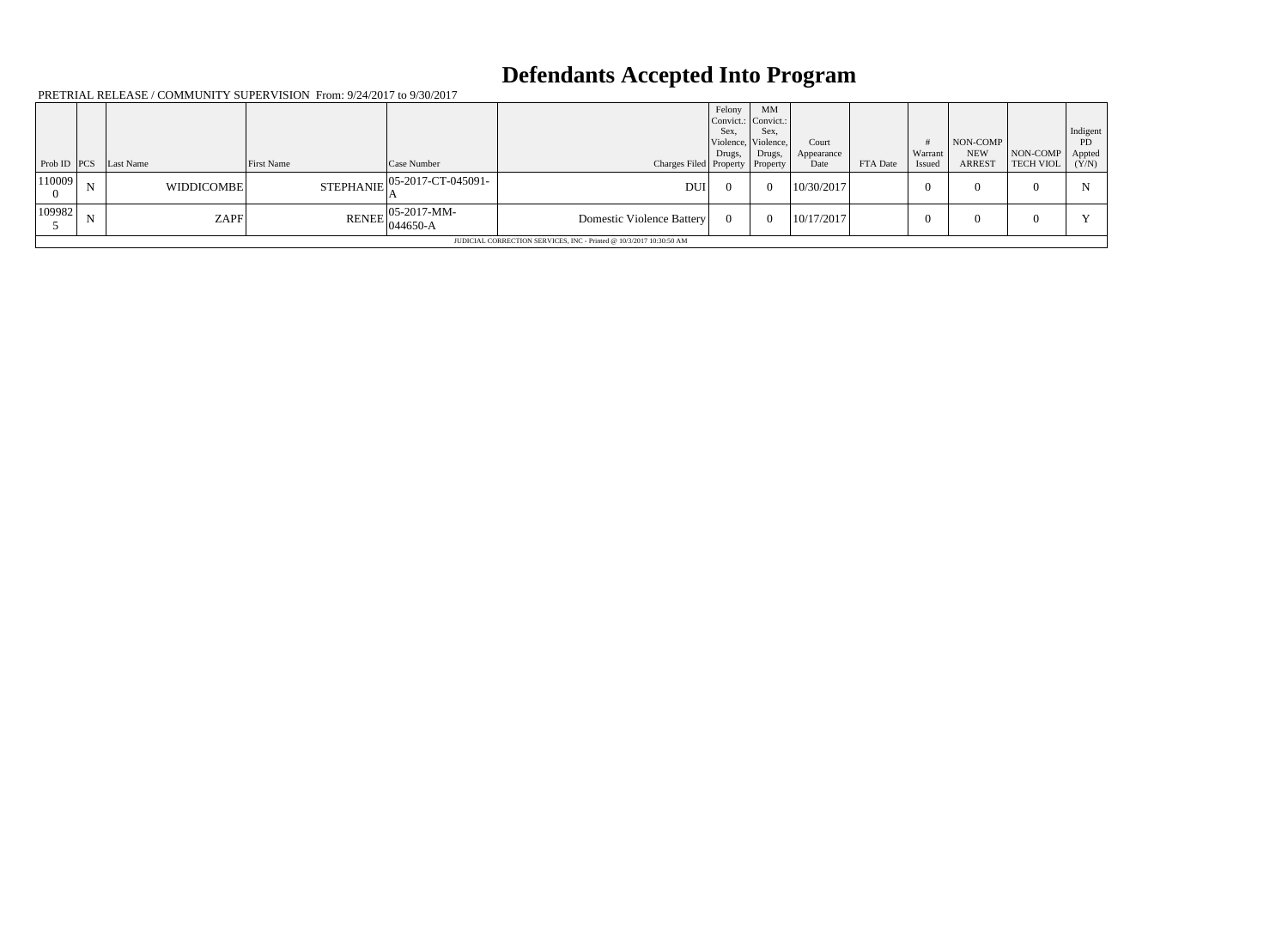# Defendants Accepted Into Program

PRETRIAL RELEASE / COMMUNITY SUPERVISION From: 9/24/2017 to 9/30/2017

| Prob ID | PCS | Last Name | First Name | Case Number | Charges Filed | Felony Convict.: Sex, Violence, Drugs, Property | MM Convict.: Sex, Violence, Drugs, Property | Court Appearance Date | FTA Date | # Warrant Issued | NON-COMP NEW ARREST | NON-COMP TECH VIOL | Indigent PD Appted (Y/N) |
|---|---|---|---|---|---|---|---|---|---|---|---|---|---|
| 1100090 | N | WIDDICOMBE | STEPHANIE | 05-2017-CT-045091-A | DUI | 0 | 0 | 10/30/2017 | | 0 | 0 | 0 | N |
| 1099825 | N | ZAPF | RENEE | 05-2017-MM-044650-A | Domestic Violence Battery | 0 | 0 | 10/17/2017 | | 0 | 0 | 0 | Y |

JUDICIAL CORRECTION SERVICES, INC - Printed @ 10/3/2017 10:30:50 AM